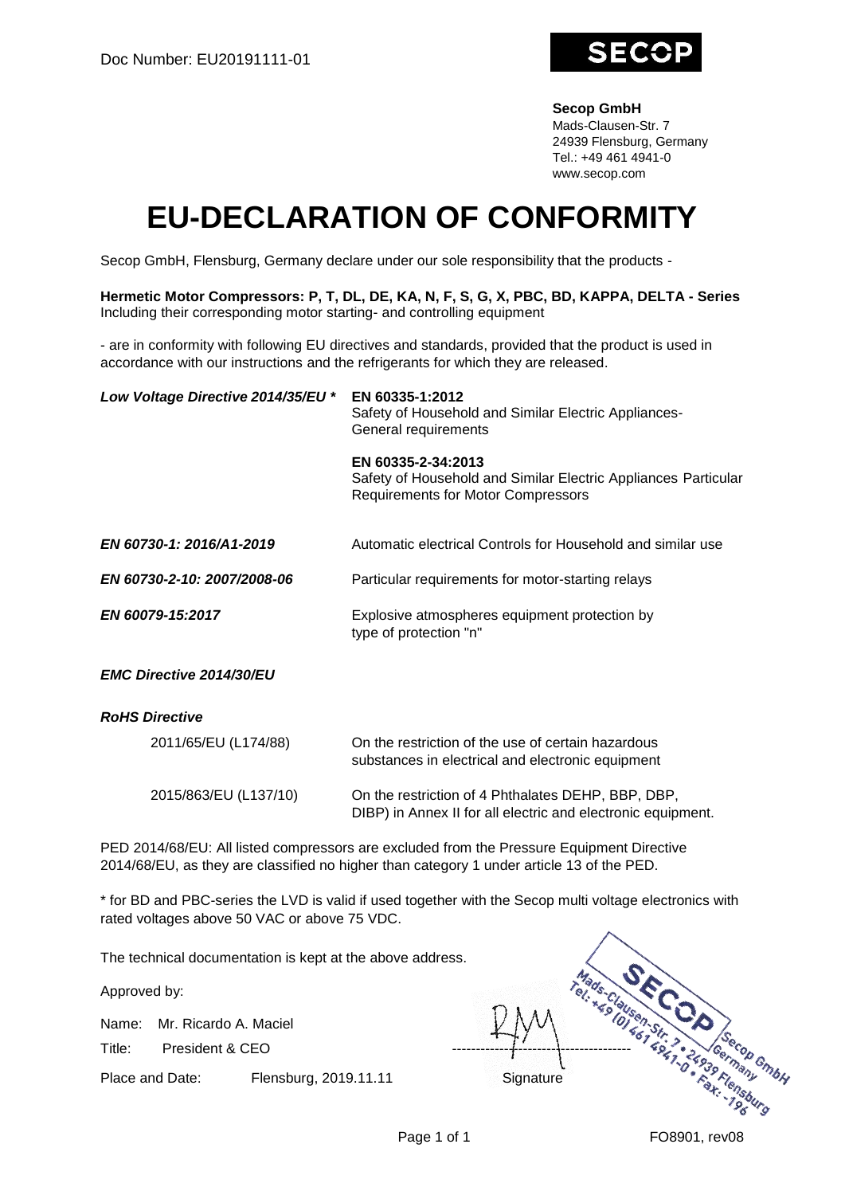Doc Number: EU20191111-01

**SECOP**

**Secop GmbH**
Mads-Clausen-Str. 7
24939 Flensburg, Germany
Tel.: +49 461 4941-0
www.secop.com

# EU-DECLARATION OF CONFORMITY

Secop GmbH, Flensburg, Germany declare under our sole responsibility that the products -

**Hermetic Motor Compressors: P, T, DL, DE, KA, N, F, S, G, X, PBC, BD, KAPPA, DELTA - Series**
Including their corresponding motor starting- and controlling equipment

- are in conformity with following EU directives and standards, provided that the product is used in accordance with our instructions and the refrigerants for which they are released.

| | |
|---|---|
| ***Low Voltage Directive 2014/35/EU \**** | **EN 60335-1:2012**<br>Safety of Household and Similar Electric Appliances-General requirements |
| | **EN 60335-2-34:2013**<br>Safety of Household and Similar Electric Appliances Particular Requirements for Motor Compressors |
| ***EN 60730-1: 2016/A1-2019*** | Automatic electrical Controls for Household and similar use |
| ***EN 60730-2-10: 2007/2008-06*** | Particular requirements for motor-starting relays |
| ***EN 60079-15:2017*** | Explosive atmospheres equipment protection by type of protection "n" |

***EMC Directive 2014/30/EU***

***RoHS Directive***

| | |
|---|---|
| 2011/65/EU (L174/88) | On the restriction of the use of certain hazardous substances in electrical and electronic equipment |
| 2015/863/EU (L137/10) | On the restriction of 4 Phthalates DEHP, BBP, DBP, DIBP) in Annex II for all electric and electronic equipment. |

PED 2014/68/EU: All listed compressors are excluded from the Pressure Equipment Directive 2014/68/EU, as they are classified no higher than category 1 under article 13 of the PED.

* for BD and PBC-series the LVD is valid if used together with the Secop multi voltage electronics with rated voltages above 50 VAC or above 75 VDC.

The technical documentation is kept at the above address.

Approved by:

Name: Mr. Ricardo A. Maciel

Title: President & CEO

Place and Date: Flensburg, 2019.11.11

Signature

SECOP Secop GmbH Mads-Clausen-Str. 7 • 24939 Flensburg Germany Tel.: +49 (0) 461 4941-0 • Fax: -196

FO8901, rev08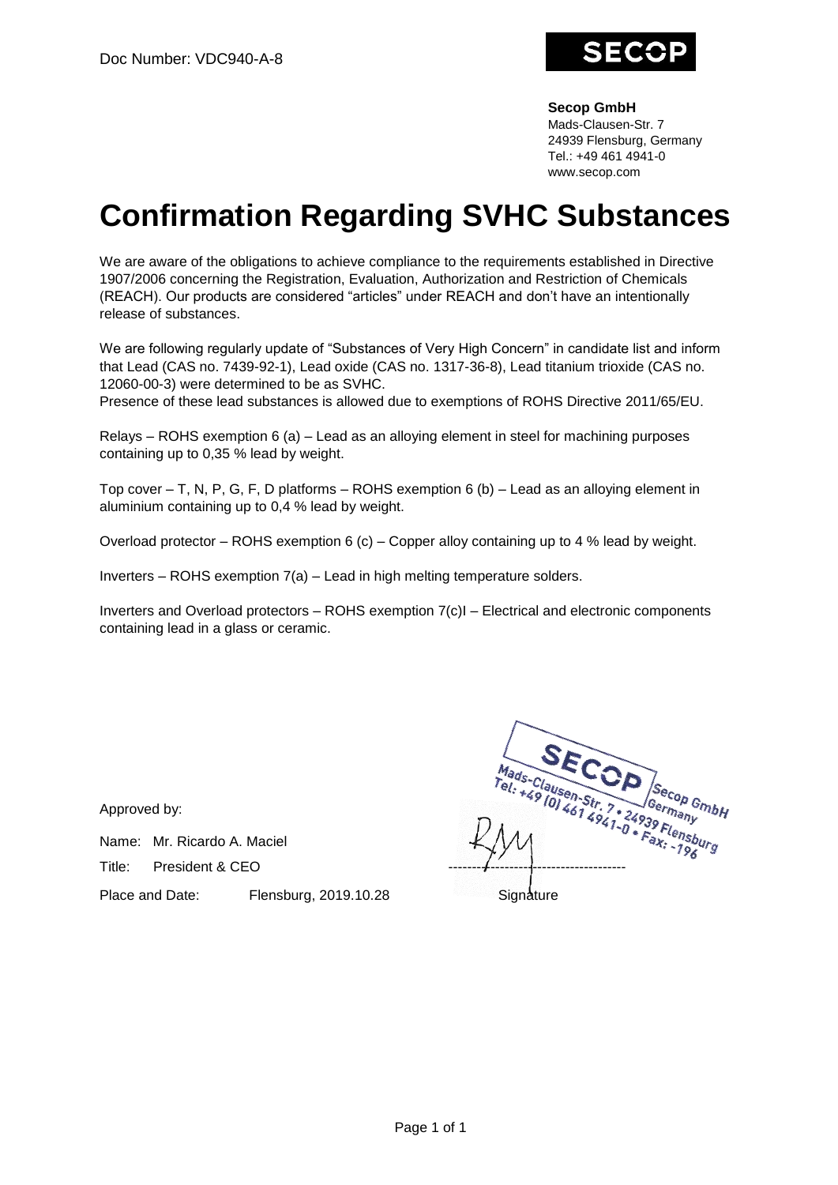Doc Number: VDC940-A-8

SECOP

**Secop GmbH**
Mads-Clausen-Str. 7
24939 Flensburg, Germany
Tel.: +49 461 4941-0
www.secop.com

# Confirmation Regarding SVHC Substances

We are aware of the obligations to achieve compliance to the requirements established in Directive 1907/2006 concerning the Registration, Evaluation, Authorization and Restriction of Chemicals (REACH). Our products are considered "articles" under REACH and don't have an intentionally release of substances.

We are following regularly update of "Substances of Very High Concern" in candidate list and inform that Lead (CAS no. 7439-92-1), Lead oxide (CAS no. 1317-36-8), Lead titanium trioxide (CAS no. 12060-00-3) were determined to be as SVHC.
Presence of these lead substances is allowed due to exemptions of ROHS Directive 2011/65/EU.

Relays – ROHS exemption 6 (a) – Lead as an alloying element in steel for machining purposes containing up to 0,35 % lead by weight.

Top cover – T, N, P, G, F, D platforms – ROHS exemption 6 (b) – Lead as an alloying element in aluminium containing up to 0,4 % lead by weight.

Overload protector – ROHS exemption 6 (c) – Copper alloy containing up to 4 % lead by weight.

Inverters – ROHS exemption 7(a) – Lead in high melting temperature solders.

Inverters and Overload protectors – ROHS exemption 7(c)I – Electrical and electronic components containing lead in a glass or ceramic.

Approved by:

Name: Mr. Ricardo A. Maciel

Title: President & CEO

Place and Date: Flensburg, 2019.10.28

SECOP Secop GmbH
Mads-Clausen-Str. 7 • 24939 Flensburg
Germany
Tel.: +49 (0) 461 4941-0 • Fax: -196

Signature